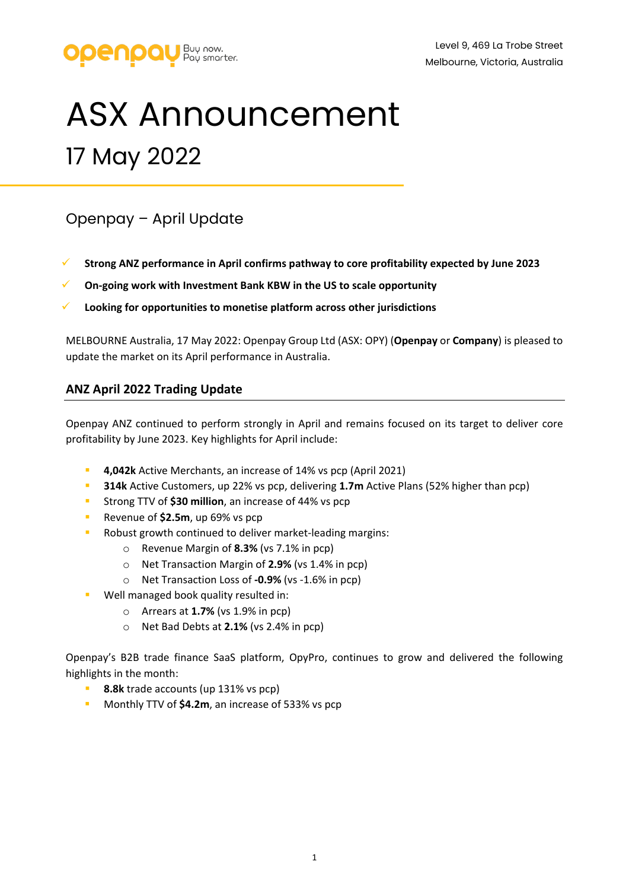Level 9, 469 La Trobe Street
Melbourne, Victoria, Australia

# ASX Announcement

## 17 May 2022

### Openpay – April Update

- ✓ **Strong ANZ performance in April confirms pathway to core profitability expected by June 2023**
- ✓ **On-going work with Investment Bank KBW in the US to scale opportunity**
- ✓ **Looking for opportunities to monetise platform across other jurisdictions**

MELBOURNE Australia, 17 May 2022: Openpay Group Ltd (ASX: OPY) (**Openpay** or **Company**) is pleased to update the market on its April performance in Australia.

### ANZ April 2022 Trading Update

Openpay ANZ continued to perform strongly in April and remains focused on its target to deliver core profitability by June 2023. Key highlights for April include:

- **4,042k** Active Merchants, an increase of 14% vs pcp (April 2021)
- **314k** Active Customers, up 22% vs pcp, delivering **1.7m** Active Plans (52% higher than pcp)
- Strong TTV of **$30 million**, an increase of 44% vs pcp
- Revenue of **$2.5m**, up 69% vs pcp
- Robust growth continued to deliver market-leading margins:
  - Revenue Margin of **8.3%** (vs 7.1% in pcp)
  - Net Transaction Margin of **2.9%** (vs 1.4% in pcp)
  - Net Transaction Loss of **-0.9%** (vs -1.6% in pcp)
- Well managed book quality resulted in:
  - Arrears at **1.7%** (vs 1.9% in pcp)
  - Net Bad Debts at **2.1%** (vs 2.4% in pcp)

Openpay's B2B trade finance SaaS platform, OpyPro, continues to grow and delivered the following highlights in the month:

- **8.8k** trade accounts (up 131% vs pcp)
- Monthly TTV of **$4.2m**, an increase of 533% vs pcp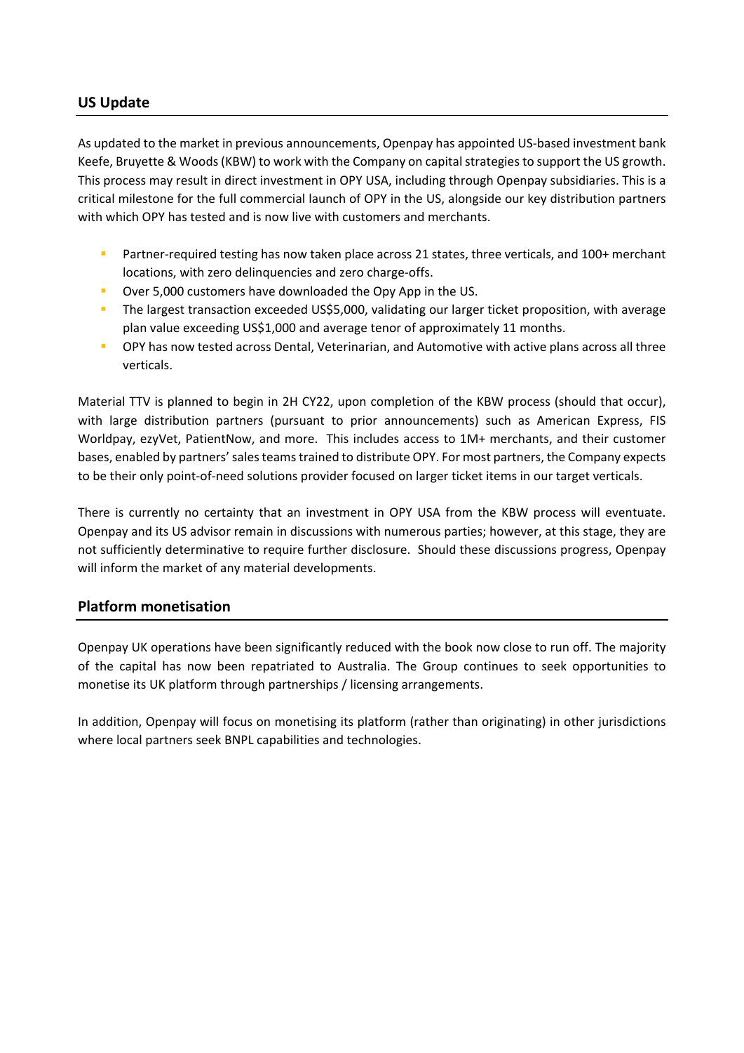## US Update

As updated to the market in previous announcements, Openpay has appointed US-based investment bank Keefe, Bruyette & Woods (KBW) to work with the Company on capital strategies to support the US growth. This process may result in direct investment in OPY USA, including through Openpay subsidiaries. This is a critical milestone for the full commercial launch of OPY in the US, alongside our key distribution partners with which OPY has tested and is now live with customers and merchants.

- Partner-required testing has now taken place across 21 states, three verticals, and 100+ merchant locations, with zero delinquencies and zero charge-offs.
- Over 5,000 customers have downloaded the Opy App in the US.
- The largest transaction exceeded US$5,000, validating our larger ticket proposition, with average plan value exceeding US$1,000 and average tenor of approximately 11 months.
- OPY has now tested across Dental, Veterinarian, and Automotive with active plans across all three verticals.

Material TTV is planned to begin in 2H CY22, upon completion of the KBW process (should that occur), with large distribution partners (pursuant to prior announcements) such as American Express, FIS Worldpay, ezyVet, PatientNow, and more. This includes access to 1M+ merchants, and their customer bases, enabled by partners' sales teams trained to distribute OPY. For most partners, the Company expects to be their only point-of-need solutions provider focused on larger ticket items in our target verticals.

There is currently no certainty that an investment in OPY USA from the KBW process will eventuate. Openpay and its US advisor remain in discussions with numerous parties; however, at this stage, they are not sufficiently determinative to require further disclosure. Should these discussions progress, Openpay will inform the market of any material developments.

## Platform monetisation

Openpay UK operations have been significantly reduced with the book now close to run off. The majority of the capital has now been repatriated to Australia. The Group continues to seek opportunities to monetise its UK platform through partnerships / licensing arrangements.

In addition, Openpay will focus on monetising its platform (rather than originating) in other jurisdictions where local partners seek BNPL capabilities and technologies.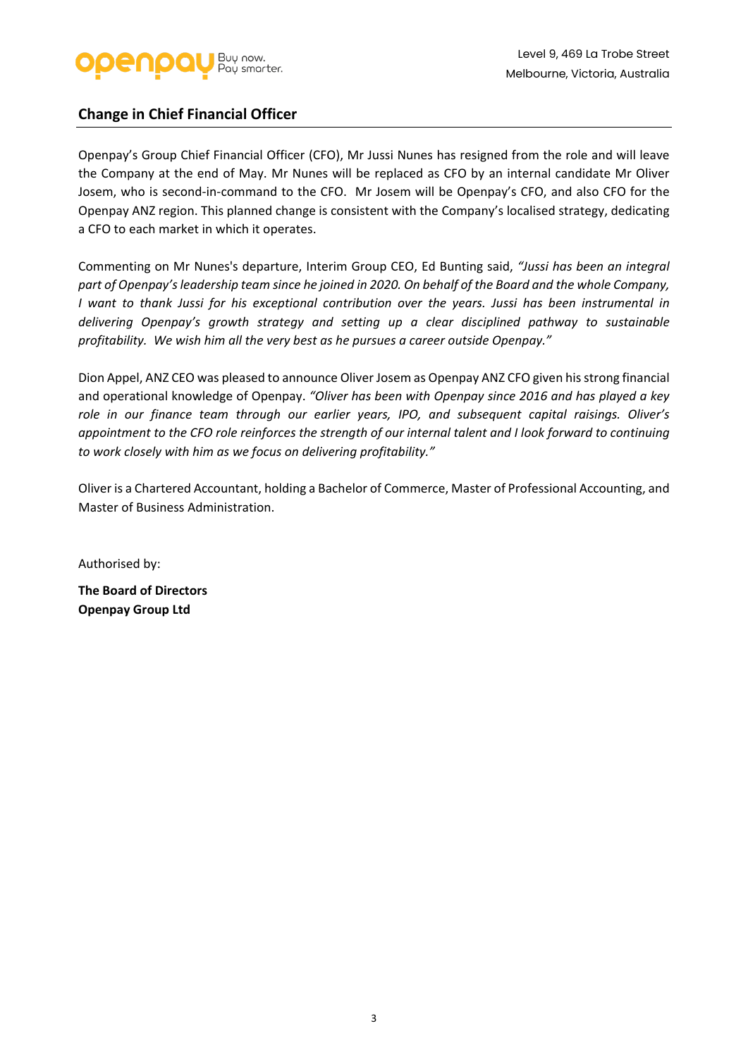Level 9, 469 La Trobe Street
Melbourne, Victoria, Australia

## Change in Chief Financial Officer

Openpay's Group Chief Financial Officer (CFO), Mr Jussi Nunes has resigned from the role and will leave the Company at the end of May. Mr Nunes will be replaced as CFO by an internal candidate Mr Oliver Josem, who is second-in-command to the CFO. Mr Josem will be Openpay's CFO, and also CFO for the Openpay ANZ region. This planned change is consistent with the Company's localised strategy, dedicating a CFO to each market in which it operates.

Commenting on Mr Nunes's departure, Interim Group CEO, Ed Bunting said, *"Jussi has been an integral part of Openpay's leadership team since he joined in 2020. On behalf of the Board and the whole Company, I want to thank Jussi for his exceptional contribution over the years. Jussi has been instrumental in delivering Openpay's growth strategy and setting up a clear disciplined pathway to sustainable profitability. We wish him all the very best as he pursues a career outside Openpay."*

Dion Appel, ANZ CEO was pleased to announce Oliver Josem as Openpay ANZ CFO given his strong financial and operational knowledge of Openpay. *"Oliver has been with Openpay since 2016 and has played a key role in our finance team through our earlier years, IPO, and subsequent capital raisings. Oliver's appointment to the CFO role reinforces the strength of our internal talent and I look forward to continuing to work closely with him as we focus on delivering profitability."*

Oliver is a Chartered Accountant, holding a Bachelor of Commerce, Master of Professional Accounting, and Master of Business Administration.

Authorised by:

**The Board of Directors**
**Openpay Group Ltd**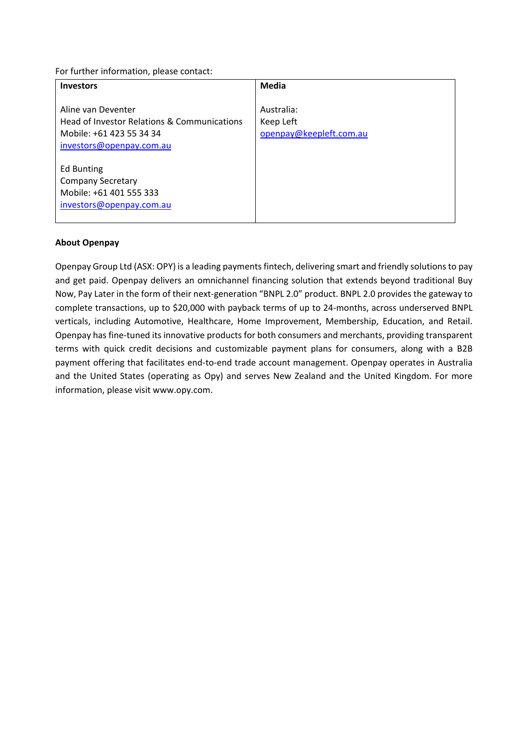For further information, please contact:

| Investors | Media |
| --- | --- |
| Aline van Deventer<br>Head of Investor Relations & Communications<br>Mobile: +61 423 55 34 34<br>investors@openpay.com.au<br><br>Ed Bunting<br>Company Secretary<br>Mobile: +61 401 555 333<br>investors@openpay.com.au | Australia:<br>Keep Left<br>openpay@keepleft.com.au |

**About Openpay**

Openpay Group Ltd (ASX: OPY) is a leading payments fintech, delivering smart and friendly solutions to pay and get paid. Openpay delivers an omnichannel financing solution that extends beyond traditional Buy Now, Pay Later in the form of their next-generation "BNPL 2.0" product. BNPL 2.0 provides the gateway to complete transactions, up to $20,000 with payback terms of up to 24-months, across underserved BNPL verticals, including Automotive, Healthcare, Home Improvement, Membership, Education, and Retail. Openpay has fine-tuned its innovative products for both consumers and merchants, providing transparent terms with quick credit decisions and customizable payment plans for consumers, along with a B2B payment offering that facilitates end-to-end trade account management. Openpay operates in Australia and the United States (operating as Opy) and serves New Zealand and the United Kingdom. For more information, please visit www.opy.com.